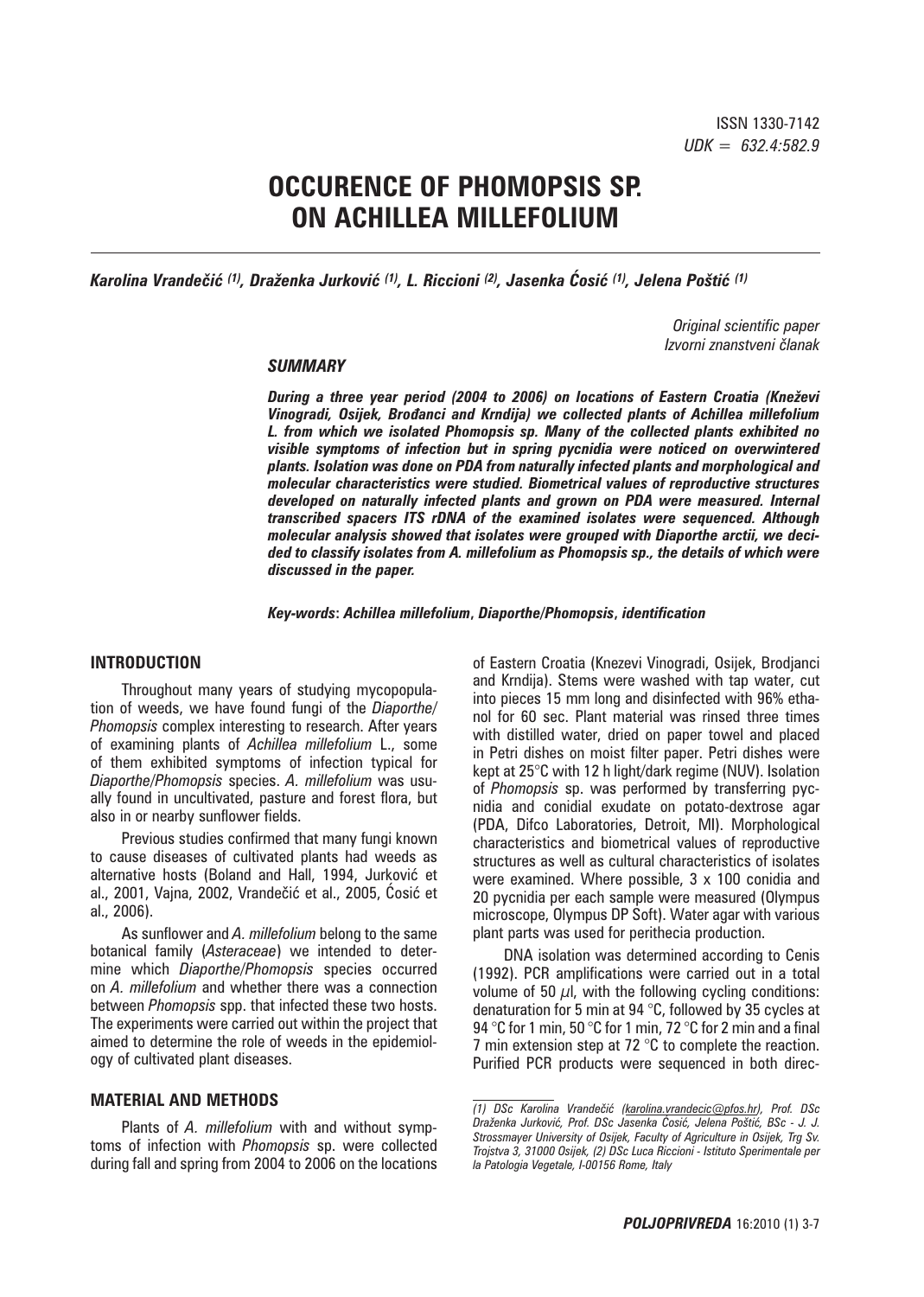ISSN 1330-7142
*UDK = 632.4:582.9*

# OCCURENCE OF PHOMOPSIS SP. ON ACHILLEA MILLEFOLIUM

***Karolina Vrandečić [(1)], Draženka Jurković [(1)], L. Riccioni [(2)], Jasenka Ćosić [(1)], Jelena Poštić [(1)]***

*Original scientific paper*
*Izvorni znanstveni članak*

### SUMMARY

***During a three year period (2004 to 2006) on locations of Eastern Croatia (Kneževi Vinogradi, Osijek, Brođanci and Krndija) we collected plants of Achillea millefolium L. from which we isolated Phomopsis sp. Many of the collected plants exhibited no visible symptoms of infection but in spring pycnidia were noticed on overwintered plants. Isolation was done on PDA from naturally infected plants and morphological and molecular characteristics were studied. Biometrical values of reproductive structures developed on naturally infected plants and grown on PDA were measured. Internal transcribed spacers ITS rDNA of the examined isolates were sequenced. Although molecular analysis showed that isolates were grouped with Diaporthe arctii, we decided to classify isolates from A. millefolium as Phomopsis sp., the details of which were discussed in the paper.***

***Key-words: Achillea millefolium, Diaporthe/Phomopsis, identification***

## INTRODUCTION

Throughout many years of studying mycopopulation of weeds, we have found fungi of the *Diaporthe/Phomopsis* complex interesting to research. After years of examining plants of *Achillea millefolium* L., some of them exhibited symptoms of infection typical for *Diaporthe/Phomopsis* species. *A. millefolium* was usually found in uncultivated, pasture and forest flora, but also in or nearby sunflower fields.

Previous studies confirmed that many fungi known to cause diseases of cultivated plants had weeds as alternative hosts (Boland and Hall, 1994, Jurković et al., 2001, Vajna, 2002, Vrandečić et al., 2005, Ćosić et al., 2006).

As sunflower and *A. millefolium* belong to the same botanical family (*Asteraceae*) we intended to determine which *Diaporthe/Phomopsis* species occurred on *A. millefolium* and whether there was a connection between *Phomopsis* spp. that infected these two hosts. The experiments were carried out within the project that aimed to determine the role of weeds in the epidemiology of cultivated plant diseases.

## MATERIAL AND METHODS

Plants of *A. millefolium* with and without symptoms of infection with *Phomopsis* sp. were collected during fall and spring from 2004 to 2006 on the locations of Eastern Croatia (Knezevi Vinogradi, Osijek, Brodjanci and Krndija). Stems were washed with tap water, cut into pieces 15 mm long and disinfected with 96% ethanol for 60 sec. Plant material was rinsed three times with distilled water, dried on paper towel and placed in Petri dishes on moist filter paper. Petri dishes were kept at 25°C with 12 h light/dark regime (NUV). Isolation of *Phomopsis* sp. was performed by transferring pycnidia and conidial exudate on potato-dextrose agar (PDA, Difco Laboratories, Detroit, MI). Morphological characteristics and biometrical values of reproductive structures as well as cultural characteristics of isolates were examined. Where possible, 3 x 100 conidia and 20 pycnidia per each sample were measured (Olympus microscope, Olympus DP Soft). Water agar with various plant parts was used for perithecia production.

DNA isolation was determined according to Cenis (1992). PCR amplifications were carried out in a total volume of 50 $\mu$l, with the following cycling conditions: denaturation for 5 min at 94 °C, followed by 35 cycles at 94 °C for 1 min, 50 °C for 1 min, 72 °C for 2 min and a final 7 min extension step at 72 °C to complete the reaction. Purified PCR products were sequenced in both direc-

(1) DSc Karolina Vrandečić (karolina.vrandecic@pfos.hr), Prof. DSc Draženka Jurković, Prof. DSc Jasenka Ćosić, Jelena Poštić, BSc - J. J. Strossmayer University of Osijek, Faculty of Agriculture in Osijek, Trg Sv. Trojstva 3, 31000 Osijek, (2) DSc Luca Riccioni - Istituto Sperimentale per la Patologia Vegetale, I-00156 Rome, Italy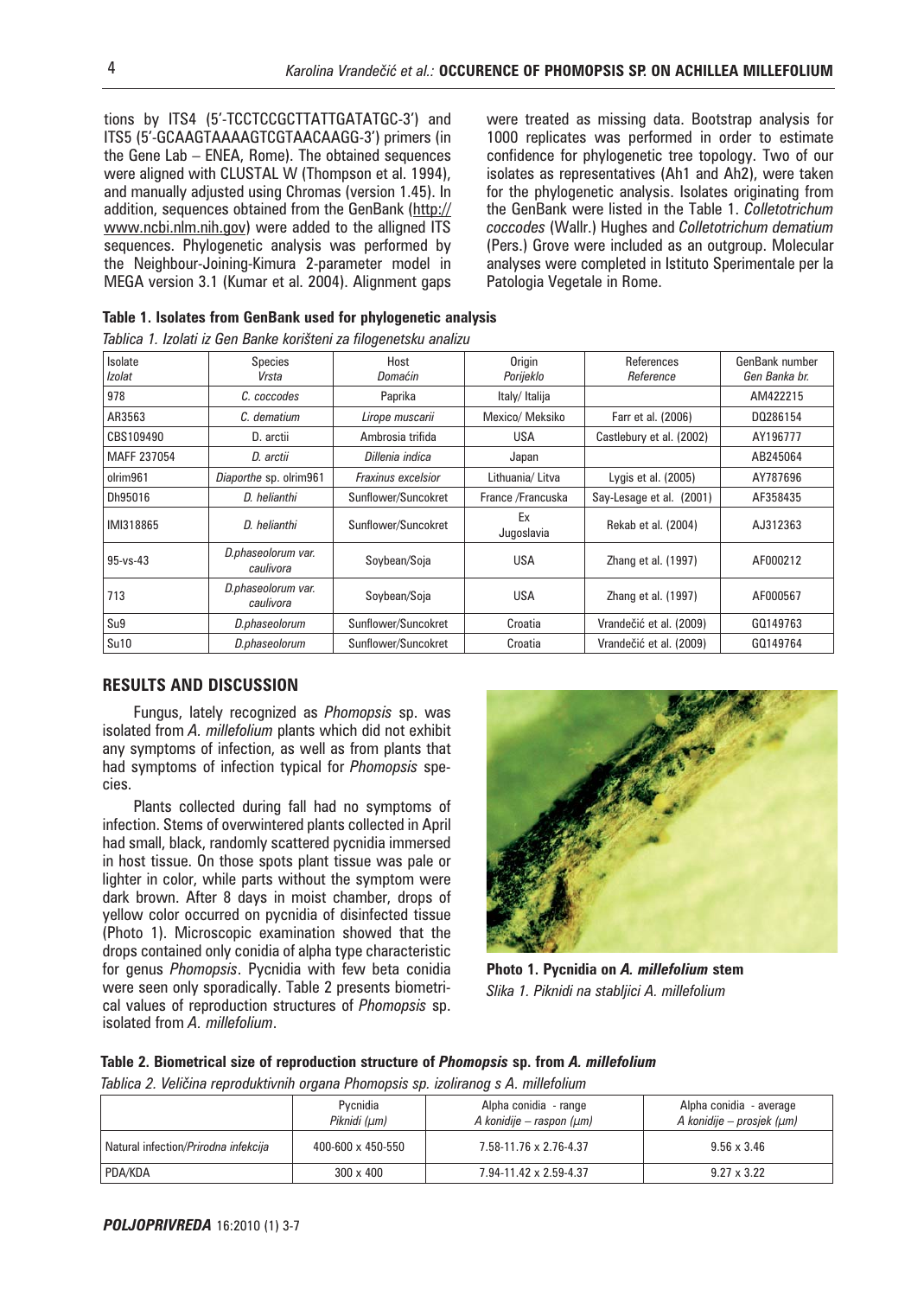tions by ITS4 (5'-TCCTCCGCTTATTGATATGC-3') and ITS5 (5'-GCAAGTAAAAGTCGTAACAAGG-3') primers (in the Gene Lab – ENEA, Rome). The obtained sequences were aligned with CLUSTAL W (Thompson et al. 1994), and manually adjusted using Chromas (version 1.45). In addition, sequences obtained from the GenBank (http://www.ncbi.nlm.nih.gov) were added to the alligned ITS sequences. Phylogenetic analysis was performed by the Neighbour-Joining-Kimura 2-parameter model in MEGA version 3.1 (Kumar et al. 2004). Alignment gaps were treated as missing data. Bootstrap analysis for 1000 replicates was performed in order to estimate confidence for phylogenetic tree topology. Two of our isolates as representatives (Ah1 and Ah2), were taken for the phylogenetic analysis. Isolates originating from the GenBank were listed in the Table 1. *Colletotrichum coccodes* (Wallr.) Hughes and *Colletotrichum dematium* (Pers.) Grove were included as an outgroup. Molecular analyses were completed in Istituto Sperimentale per la Patologia Vegetale in Rome.

**Table 1. Isolates from GenBank used for phylogenetic analysis**

*Tablica 1. Izolati iz Gen Banke korišteni za filogenetsku analizu*

| Isolate *Izolat* | Species *Vrsta* | Host *Domaćin* | Origin *Porijeklo* | References *Reference* | GenBank number *Gen Banka br.* |
|---|---|---|---|---|---|
| 978 | *C. coccodes* | Paprika | Italy/ Italija | | AM422215 |
| AR3563 | *C. dematium* | *Lirope muscarii* | Mexico/ Meksiko | Farr et al. (2006) | DQ286154 |
| CBS109490 | D. arctii | Ambrosia trifida | USA | Castlebury et al. (2002) | AY196777 |
| MAFF 237054 | *D. arctii* | *Dillenia indica* | Japan | | AB245064 |
| olrim961 | *Diaporthe* sp. olrim961 | *Fraxinus excelsior* | Lithuania/ Litva | Lygis et al. (2005) | AY787696 |
| Dh95016 | *D. helianthi* | Sunflower/Suncokret | France /Francuska | Say-Lesage et al. (2001) | AF358435 |
| IMI318865 | *D. helianthi* | Sunflower/Suncokret | Ex Jugoslavia | Rekab et al. (2004) | AJ312363 |
| 95-vs-43 | *D.phaseolorum var. caulivora* | Soybean/Soja | USA | Zhang et al. (1997) | AF000212 |
| 713 | *D.phaseolorum var. caulivora* | Soybean/Soja | USA | Zhang et al. (1997) | AF000567 |
| Su9 | *D.phaseolorum* | Sunflower/Suncokret | Croatia | Vrandečić et al. (2009) | GQ149763 |
| Su10 | *D.phaseolorum* | Sunflower/Suncokret | Croatia | Vrandečić et al. (2009) | GQ149764 |

## RESULTS AND DISCUSSION

Fungus, lately recognized as *Phomopsis* sp. was isolated from *A. millefolium* plants which did not exhibit any symptoms of infection, as well as from plants that had symptoms of infection typical for *Phomopsis* species.

Plants collected during fall had no symptoms of infection. Stems of overwintered plants collected in April had small, black, randomly scattered pycnidia immersed in host tissue. On those spots plant tissue was pale or lighter in color, while parts without the symptom were dark brown. After 8 days in moist chamber, drops of yellow color occurred on pycnidia of disinfected tissue (Photo 1). Microscopic examination showed that the drops contained only conidia of alpha type characteristic for genus *Phomopsis*. Pycnidia with few beta conidia were seen only sporadically. Table 2 presents biometrical values of reproduction structures of *Phomopsis* sp. isolated from *A. millefolium*.

**Photo 1. Pycnidia on *A. millefolium* stem**

*Slika 1. Piknidi na stabljici A. millefolium*

**Table 2. Biometrical size of reproduction structure of *Phomopsis* sp. from *A. millefolium***

*Tablica 2. Veličina reproduktivnih organa Phomopsis sp. izoliranog s A. millefolium*

| | Pycnidia *Piknidi (µm)* | Alpha conidia - range *A konidije – raspon (µm)* | Alpha conidia - average *A konidije – prosjek (µm)* |
|---|---|---|---|
| Natural infection/*Prirodna infekcija* | 400-600 x 450-550 | 7.58-11.76 x 2.76-4.37 | 9.56 x 3.46 |
| PDA/KDA | 300 x 400 | 7.94-11.42 x 2.59-4.37 | 9.27 x 3.22 |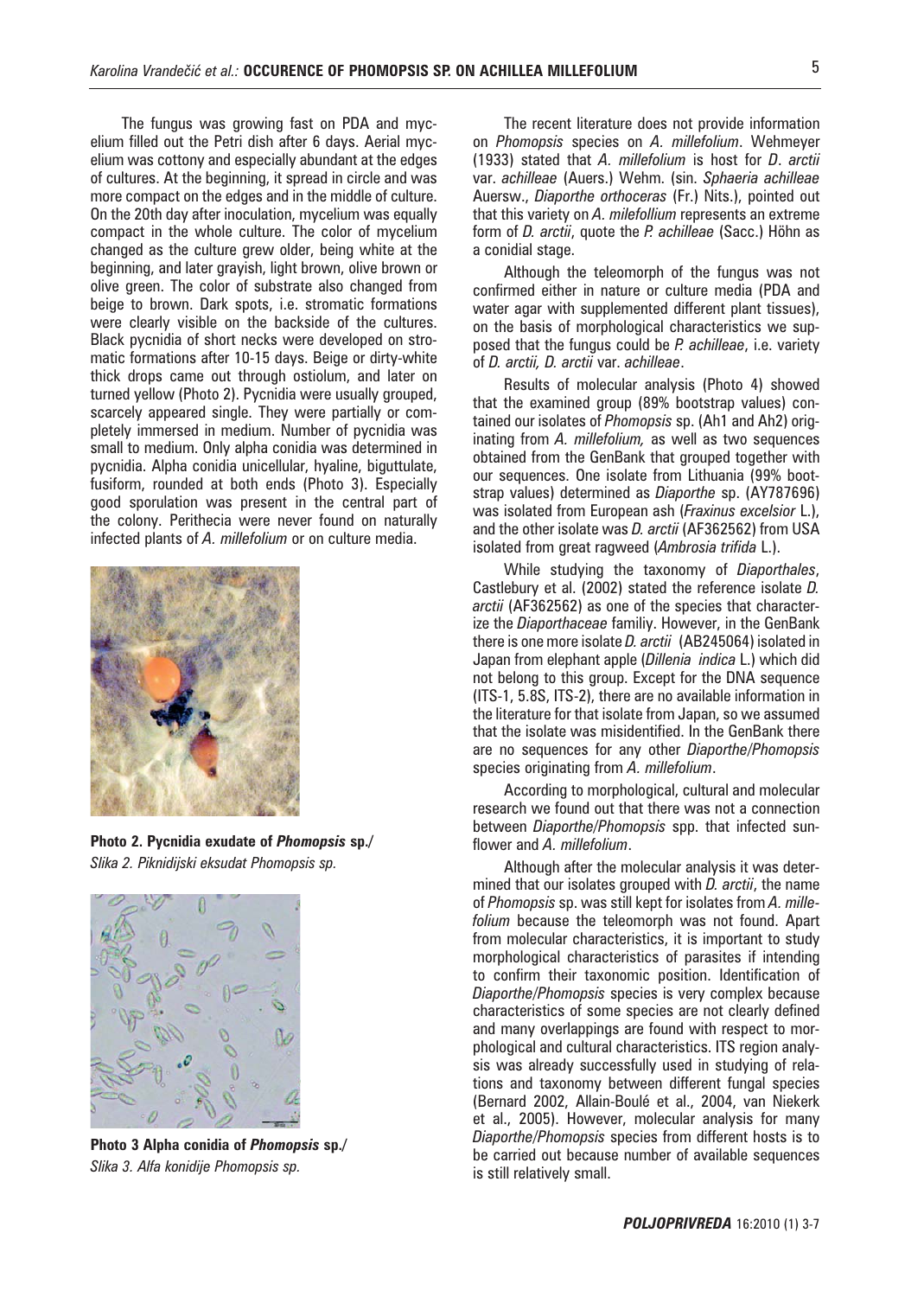The fungus was growing fast on PDA and mycelium filled out the Petri dish after 6 days. Aerial mycelium was cottony and especially abundant at the edges of cultures. At the beginning, it spread in circle and was more compact on the edges and in the middle of culture. On the 20th day after inoculation, mycelium was equally compact in the whole culture. The color of mycelium changed as the culture grew older, being white at the beginning, and later grayish, light brown, olive brown or olive green. The color of substrate also changed from beige to brown. Dark spots, i.e. stromatic formations were clearly visible on the backside of the cultures. Black pycnidia of short necks were developed on stromatic formations after 10-15 days. Beige or dirty-white thick drops came out through ostiolum, and later on turned yellow (Photo 2). Pycnidia were usually grouped, scarcely appeared single. They were partially or completely immersed in medium. Number of pycnidia was small to medium. Only alpha conidia was determined in pycnidia. Alpha conidia unicellular, hyaline, biguttulate, fusiform, rounded at both ends (Photo 3). Especially good sporulation was present in the central part of the colony. Perithecia were never found on naturally infected plants of *A. millefolium* or on culture media.

**Photo 2. Pycnidia exudate of *Phomopsis* sp./**
*Slika 2. Piknidijski eksudat Phomopsis sp.*

**Photo 3 Alpha conidia of *Phomopsis* sp./**
*Slika 3. Alfa konidije Phomopsis sp.*

The recent literature does not provide information on *Phomopsis* species on *A. millefolium*. Wehmeyer (1933) stated that *A. millefolium* is host for *D. arctii* var. *achilleae* (Auers.) Wehm. (sin. *Sphaeria achilleae* Auersw., *Diaporthe orthoceras* (Fr.) Nits.), pointed out that this variety on *A. milefollium* represents an extreme form of *D. arctii*, quote the *P. achilleae* (Sacc.) Höhn as a conidial stage.

Although the teleomorph of the fungus was not confirmed either in nature or culture media (PDA and water agar with supplemented different plant tissues), on the basis of morphological characteristics we supposed that the fungus could be *P. achilleae*, i.e. variety of *D. arctii, D. arctii* var. *achilleae*.

Results of molecular analysis (Photo 4) showed that the examined group (89% bootstrap values) contained our isolates of *Phomopsis* sp. (Ah1 and Ah2) originating from *A. millefolium,* as well as two sequences obtained from the GenBank that grouped together with our sequences. One isolate from Lithuania (99% bootstrap values) determined as *Diaporthe* sp. (AY787696) was isolated from European ash (*Fraxinus excelsior* L.), and the other isolate was *D. arctii* (AF362562) from USA isolated from great ragweed (*Ambrosia trifida* L.).

While studying the taxonomy of *Diaporthales*, Castlebury et al. (2002) stated the reference isolate *D. arctii* (AF362562) as one of the species that characterize the *Diaporthaceae* familiy. However, in the GenBank there is one more isolate *D. arctii* (AB245064) isolated in Japan from elephant apple (*Dillenia indica* L.) which did not belong to this group. Except for the DNA sequence (ITS-1, 5.8S, ITS-2), there are no available information in the literature for that isolate from Japan, so we assumed that the isolate was misidentified. In the GenBank there are no sequences for any other *Diaporthe*/*Phomopsis* species originating from *A. millefolium*.

According to morphological, cultural and molecular research we found out that there was not a connection between *Diaporthe*/*Phomopsis* spp. that infected sunflower and *A. millefolium*.

Although after the molecular analysis it was determined that our isolates grouped with *D. arctii*, the name of *Phomopsis* sp. was still kept for isolates from *A. millefolium* because the teleomorph was not found. Apart from molecular characteristics, it is important to study morphological characteristics of parasites if intending to confirm their taxonomic position. Identification of *Diaporthe*/*Phomopsis* species is very complex because characteristics of some species are not clearly defined and many overlappings are found with respect to morphological and cultural characteristics. ITS region analysis was already successfully used in studying of relations and taxonomy between different fungal species (Bernard 2002, Allain-Boulé et al., 2004, van Niekerk et al., 2005). However, molecular analysis for many *Diaporthe*/*Phomopsis* species from different hosts is to be carried out because number of available sequences is still relatively small.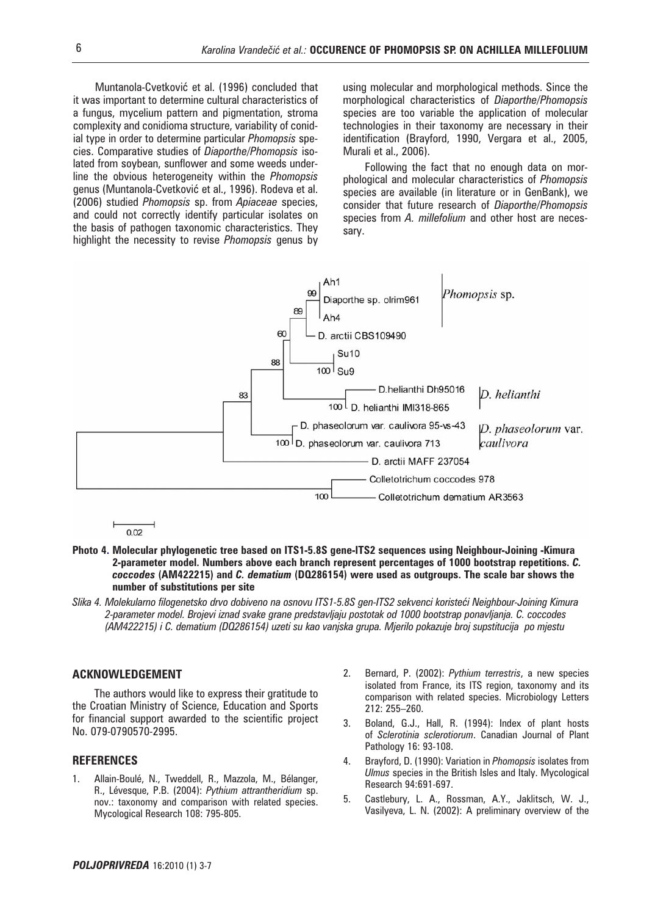Muntanola-Cvetković et al. (1996) concluded that it was important to determine cultural characteristics of a fungus, mycelium pattern and pigmentation, stroma complexity and conidioma structure, variability of conidial type in order to determine particular *Phomopsis* species. Comparative studies of *Diaporthe/Phomopsis* isolated from soybean, sunflower and some weeds underline the obvious heterogeneity within the *Phomopsis* genus (Muntanola-Cvetković et al., 1996). Rodeva et al. (2006) studied *Phomopsis* sp. from *Apiaceae* species, and could not correctly identify particular isolates on the basis of pathogen taxonomic characteristics. They highlight the necessity to revise *Phomopsis* genus by using molecular and morphological methods. Since the morphological characteristics of *Diaporthe/Phomopsis* species are too variable the application of molecular technologies in their taxonomy are necessary in their identification (Brayford, 1990, Vergara et al., 2005, Murali et al., 2006).

Following the fact that no enough data on morphological and molecular characteristics of *Phomopsis* species are available (in literature or in GenBank), we consider that future research of *Diaporthe/Phomopsis* species from *A. millefolium* and other host are necessary.

**Photo 4. Molecular phylogenetic tree based on ITS1-5.8S gene-ITS2 sequences using Neighbour-Joining -Kimura 2-parameter model. Numbers above each branch represent percentages of 1000 bootstrap repetitions. *C. coccodes* (AM422215) and *C. dematium* (DQ286154) were used as outgroups. The scale bar shows the number of substitutions per site**

*Slika 4. Molekularno filogenetsko drvo dobiveno na osnovu ITS1-5.8S gen-ITS2 sekvenci koristeći Neighbour-Joining Kimura 2-parameter model. Brojevi iznad svake grane predstavljaju postotak od 1000 bootstrap ponavljanja. C. coccodes (AM422215) i C. dematium (DQ286154) uzeti su kao vanjska grupa. Mjerilo pokazuje broj supstitucija po mjestu*

## ACKNOWLEDGEMENT

The authors would like to express their gratitude to the Croatian Ministry of Science, Education and Sports for financial support awarded to the scientific project No. 079-0790570-2995.

## REFERENCES

1. Allain-Boulé, N., Tweddell, R., Mazzola, M., Bélanger, R., Lévesque, P.B. (2004): *Pythium attrantheridium* sp. nov.: taxonomy and comparison with related species. Mycological Research 108: 795-805.
2. Bernard, P. (2002): *Pythium terrestris*, a new species isolated from France, its ITS region, taxonomy and its comparison with related species. Microbiology Letters 212: 255–260.
3. Boland, G.J., Hall, R. (1994): Index of plant hosts of *Sclerotinia sclerotiorum*. Canadian Journal of Plant Pathology 16: 93-108.
4. Brayford, D. (1990): Variation in *Phomopsis* isolates from *Ulmus* species in the British Isles and Italy. Mycological Research 94:691-697.
5. Castlebury, L. A., Rossman, A.Y., Jaklitsch, W. J., Vasilyeva, L. N. (2002): A preliminary overview of the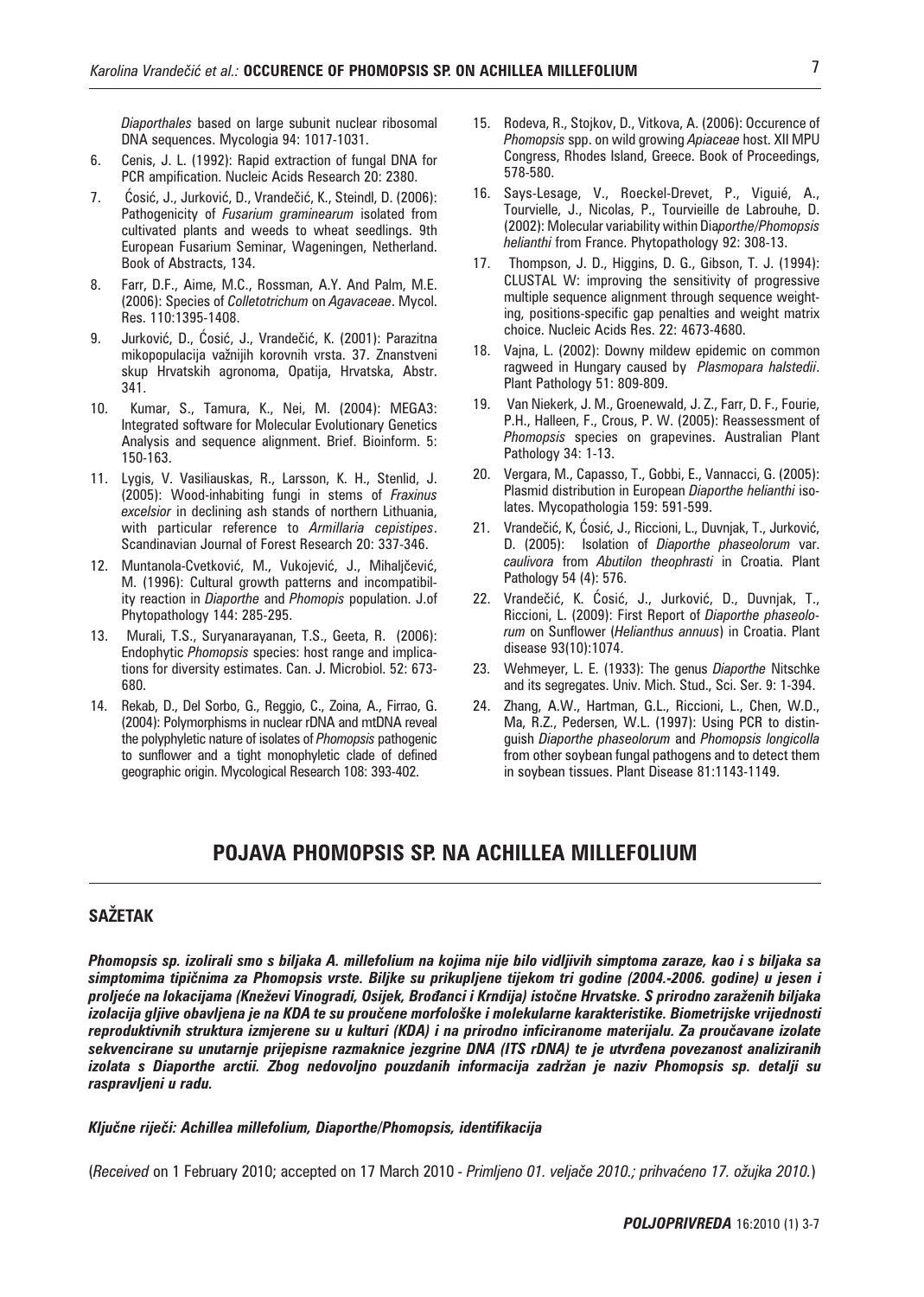*Diaporthales* based on large subunit nuclear ribosomal DNA sequences. Mycologia 94: 1017-1031.

6. Cenis, J. L. (1992): Rapid extraction of fungal DNA for PCR ampification. Nucleic Acids Research 20: 2380.
7. Ćosić, J., Jurković, D., Vrandečić, K., Steindl, D. (2006): Pathogenicity of *Fusarium graminearum* isolated from cultivated plants and weeds to wheat seedlings. 9th European Fusarium Seminar, Wageningen, Netherland. Book of Abstracts, 134.
8. Farr, D.F., Aime, M.C., Rossman, A.Y. And Palm, M.E. (2006): Species of *Colletotrichum* on *Agavaceae*. Mycol. Res. 110:1395-1408.
9. Jurković, D., Ćosić, J., Vrandečić, K. (2001): Parazitna mikopopulacija važnijih korovnih vrsta. 37. Znanstveni skup Hrvatskih agronoma, Opatija, Hrvatska, Abstr. 341.
10. Kumar, S., Tamura, K., Nei, M. (2004): MEGA3: Integrated software for Molecular Evolutionary Genetics Analysis and sequence alignment. Brief. Bioinform. 5: 150-163.
11. Lygis, V. Vasiliauskas, R., Larsson, K. H., Stenlid, J. (2005): Wood-inhabiting fungi in stems of *Fraxinus excelsior* in declining ash stands of northern Lithuania, with particular reference to *Armillaria cepistipes*. Scandinavian Journal of Forest Research 20: 337-346.
12. Muntanola-Cvetković, M., Vukojević, J., Mihaljčević, M. (1996): Cultural growth patterns and incompatibility reaction in *Diaporthe* and *Phomopis* population. J.of Phytopathology 144: 285-295.
13. Murali, T.S., Suryanarayanan, T.S., Geeta, R. (2006): Endophytic *Phomopsis* species: host range and implications for diversity estimates. Can. J. Microbiol. 52: 673-680.
14. Rekab, D., Del Sorbo, G., Reggio, C., Zoina, A., Firrao, G. (2004): Polymorphisms in nuclear rDNA and mtDNA reveal the polyphyletic nature of isolates of *Phomopsis* pathogenic to sunflower and a tight monophyletic clade of defined geographic origin. Mycological Research 108: 393-402.
15. Rodeva, R., Stojkov, D., Vitkova, A. (2006): Occurence of *Phomopsis* spp. on wild growing *Apiaceae* host. XII MPU Congress, Rhodes Island, Greece. Book of Proceedings, 578-580.
16. Says-Lesage, V., Roeckel-Drevet, P., Viguié, A., Tourvielle, J., Nicolas, P., Tourvieille de Labrouhe, D. (2002): Molecular variability within Dia*porthe/Phomopsis helianthi* from France. Phytopathology 92: 308-13.
17. Thompson, J. D., Higgins, D. G., Gibson, T. J. (1994): CLUSTAL W: improving the sensitivity of progressive multiple sequence alignment through sequence weighting, positions-specific gap penalties and weight matrix choice. Nucleic Acids Res. 22: 4673-4680.
18. Vajna, L. (2002): Downy mildew epidemic on common ragweed in Hungary caused by *Plasmopara halstedii*. Plant Pathology 51: 809-809.
19. Van Niekerk, J. M., Groenewald, J. Z., Farr, D. F., Fourie, P.H., Halleen, F., Crous, P. W. (2005): Reassessment of *Phomopsis* species on grapevines. Australian Plant Pathology 34: 1-13.
20. Vergara, M., Capasso, T., Gobbi, E., Vannacci, G. (2005): Plasmid distribution in European *Diaporthe helianthi* isolates. Mycopathologia 159: 591-599.
21. Vrandečić, K, Ćosić, J., Riccioni, L., Duvnjak, T., Jurković, D. (2005): Isolation of *Diaporthe phaseolorum* var. *caulivora* from *Abutilon theophrasti* in Croatia. Plant Pathology 54 (4): 576.
22. Vrandečić, K. Ćosić, J., Jurković, D., Duvnjak, T., Riccioni, L. (2009): First Report of *Diaporthe phaseolorum* on Sunflower (*Helianthus annuus*) in Croatia. Plant disease 93(10):1074.
23. Wehmeyer, L. E. (1933): The genus *Diaporthe* Nitschke and its segregates. Univ. Mich. Stud., Sci. Ser. 9: 1-394.
24. Zhang, A.W., Hartman, G.L., Riccioni, L., Chen, W.D., Ma, R.Z., Pedersen, W.L. (1997): Using PCR to distinguish *Diaporthe phaseolorum* and *Phomopsis longicolla* from other soybean fungal pathogens and to detect them in soybean tissues. Plant Disease 81:1143-1149.

# POJAVA PHOMOPSIS SP. NA ACHILLEA MILLEFOLIUM

## SAŽETAK

***Phomopsis sp. izolirali smo s biljaka A. millefolium na kojima nije bilo vidljivih simptoma zaraze, kao i s biljaka sa simptomima tipičnima za Phomopsis vrste. Biljke su prikupljene tijekom tri godine (2004.-2006. godine) u jesen i proljeće na lokacijama (Kneževi Vinogradi, Osijek, Brođanci i Krndija) istočne Hrvatske. S prirodno zaraženih biljaka izolacija gljive obavljena je na KDA te su proučene morfološke i molekularne karakteristike. Biometrijske vrijednosti reproduktivnih struktura izmjerene su u kulturi (KDA) i na prirodno inficiranome materijalu. Za proučavane izolate sekvencirane su unutarnje prijepisne razmaknice jezgrine DNA (ITS rDNA) te je utvrđena povezanost analiziranih izolata s Diaporthe arctii. Zbog nedovoljno pouzdanih informacija zadržan je naziv Phomopsis sp. detalji su raspravljeni u radu.***

***Ključne riječi: Achillea millefolium, Diaporthe/Phomopsis, identifikacija***

(*Received* on 1 February 2010; accepted on 17 March 2010 - *Primljeno 01. veljače 2010.; prihvaćeno 17. ožujka 2010.*)